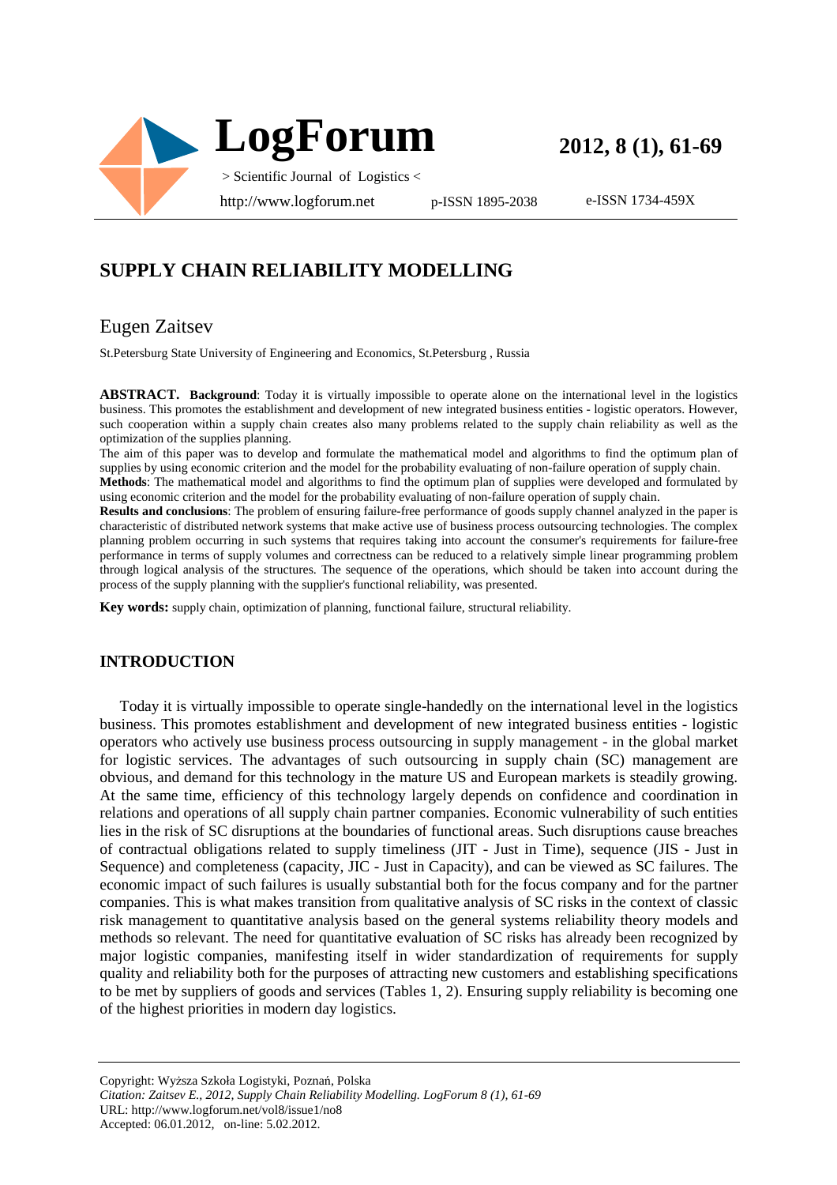# SUPPLY CHAIN RELIABILITY MODELLING

## Eugen Zaitsev

St.Petersburg State University of Engineering and Economics, St.Petersburg , Russia

**ABSTRACT. Background**: Today it is virtually impossible to operate alone on the international level in the logistics business. This promotes the establishment and development of new integrated business entities - logistic operators. However, such cooperation within a supply chain creates also many problems related to the supply chain reliability as well as the optimization of the supplies planning.

The aim of this paper was to develop and formulate the mathematical model and algorithms to find the optimum plan of supplies by using economic criterion and the model for the probability evaluating of non-failure operation of supply chain.

**Methods**: The mathematical model and algorithms to find the optimum plan of supplies were developed and formulated by using economic criterion and the model for the probability evaluating of non-failure operation of supply chain.

**Results and conclusions**: The problem of ensuring failure-free performance of goods supply channel analyzed in the paper is characteristic of distributed network systems that make active use of business process outsourcing technologies. The complex planning problem occurring in such systems that requires taking into account the consumer's requirements for failure-free performance in terms of supply volumes and correctness can be reduced to a relatively simple linear programming problem through logical analysis of the structures. The sequence of the operations, which should be taken into account during the process of the supply planning with the supplier's functional reliability, was presented.

**Key words:** supply chain, optimization of planning, functional failure, structural reliability.

## INTRODUCTION

Today it is virtually impossible to operate single-handedly on the international level in the logistics business. This promotes establishment and development of new integrated business entities - logistic operators who actively use business process outsourcing in supply management - in the global market for logistic services. The advantages of such outsourcing in supply chain (SC) management are obvious, and demand for this technology in the mature US and European markets is steadily growing. At the same time, efficiency of this technology largely depends on confidence and coordination in relations and operations of all supply chain partner companies. Economic vulnerability of such entities lies in the risk of SC disruptions at the boundaries of functional areas. Such disruptions cause breaches of contractual obligations related to supply timeliness (JIT - Just in Time), sequence (JIS - Just in Sequence) and completeness (capacity, JIC - Just in Capacity), and can be viewed as SC failures. The economic impact of such failures is usually substantial both for the focus company and for the partner companies. This is what makes transition from qualitative analysis of SC risks in the context of classic risk management to quantitative analysis based on the general systems reliability theory models and methods so relevant. The need for quantitative evaluation of SC risks has already been recognized by major logistic companies, manifesting itself in wider standardization of requirements for supply quality and reliability both for the purposes of attracting new customers and establishing specifications to be met by suppliers of goods and services (Tables 1, 2). Ensuring supply reliability is becoming one of the highest priorities in modern day logistics.

Copyright: Wyższa Szkoła Logistyki, Poznań, Polska
*Citation: Zaitsev E., 2012, Supply Chain Reliability Modelling. LogForum 8 (1), 61-69*
URL: http://www.logforum.net/vol8/issue1/no8
Accepted: 06.01.2012, on-line: 5.02.2012.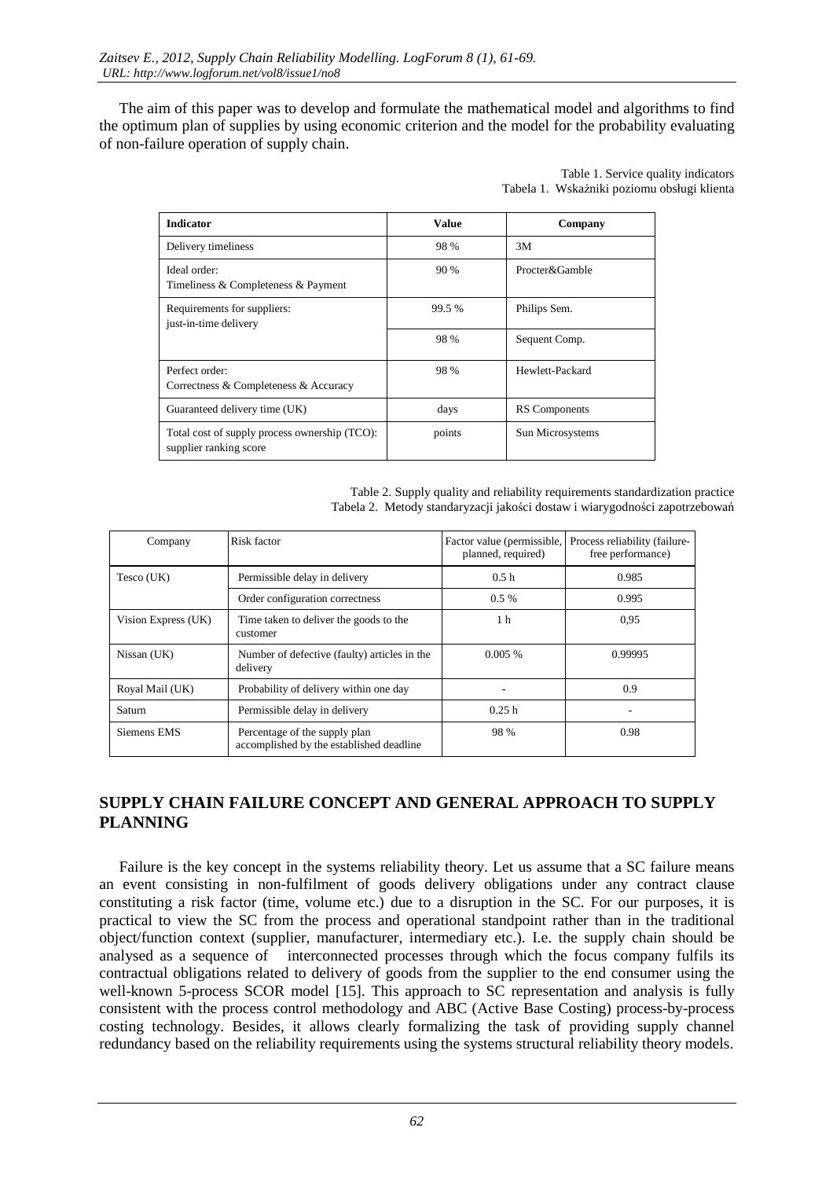The aim of this paper was to develop and formulate the mathematical model and algorithms to find the optimum plan of supplies by using economic criterion and the model for the probability evaluating of non-failure operation of supply chain.

Table 1. Service quality indicators
Tabela 1. Wskaźniki poziomu obsługi klienta

| Indicator | Value | Company |
|---|---|---|
| Delivery timeliness | 98 % | 3M |
| Ideal order: Timeliness & Completeness & Payment | 90 % | Procter&Gamble |
| Requirements for suppliers: just-in-time delivery | 99.5 % | Philips Sem. |
| | 98 % | Sequent Comp. |
| Perfect order: Correctness & Completeness & Accuracy | 98 % | Hewlett-Packard |
| Guaranteed delivery time (UK) | days | RS Components |
| Total cost of supply process ownership (TCO): supplier ranking score | points | Sun Microsystems |

Table 2. Supply quality and reliability requirements standardization practice
Tabela 2. Metody standaryzacji jakości dostaw i wiarygodności zapotrzebowań

| Company | Risk factor | Factor value (permissible, planned, required) | Process reliability (failure-free performance) |
|---|---|---|---|
| Tesco (UK) | Permissible delay in delivery | 0.5 h | 0.985 |
| | Order configuration correctness | 0.5 % | 0.995 |
| Vision Express (UK) | Time taken to deliver the goods to the customer | 1 h | 0,95 |
| Nissan (UK) | Number of defective (faulty) articles in the delivery | 0.005 % | 0.99995 |
| Royal Mail (UK) | Probability of delivery within one day | - | 0.9 |
| Saturn | Permissible delay in delivery | 0.25 h | - |
| Siemens EMS | Percentage of the supply plan accomplished by the established deadline | 98 % | 0.98 |

## SUPPLY CHAIN FAILURE CONCEPT AND GENERAL APPROACH TO SUPPLY PLANNING

Failure is the key concept in the systems reliability theory. Let us assume that a SC failure means an event consisting in non-fulfilment of goods delivery obligations under any contract clause constituting a risk factor (time, volume etc.) due to a disruption in the SC. For our purposes, it is practical to view the SC from the process and operational standpoint rather than in the traditional object/function context (supplier, manufacturer, intermediary etc.). I.e. the supply chain should be analysed as a sequence of interconnected processes through which the focus company fulfils its contractual obligations related to delivery of goods from the supplier to the end consumer using the well-known 5-process SCOR model [15]. This approach to SC representation and analysis is fully consistent with the process control methodology and ABC (Active Base Costing) process-by-process costing technology. Besides, it allows clearly formalizing the task of providing supply channel redundancy based on the reliability requirements using the systems structural reliability theory models.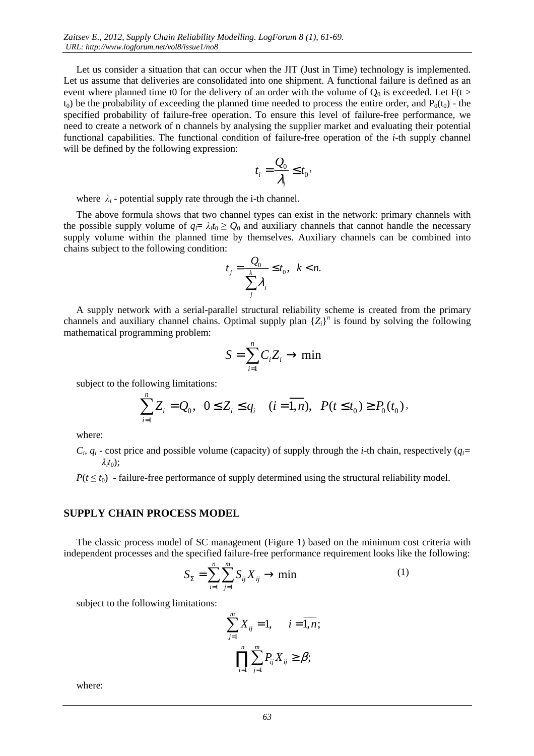Let us consider a situation that can occur when the JIT (Just in Time) technology is implemented. Let us assume that deliveries are consolidated into one shipment. A functional failure is defined as an event where planned time t0 for the delivery of an order with the volume of $Q_0$ is exceeded. Let $F(t > t_0)$ be the probability of exceeding the planned time needed to process the entire order, and $P_0(t_0)$ - the specified probability of failure-free operation. To ensure this level of failure-free performance, we need to create a network of n channels by analysing the supplier market and evaluating their potential functional capabilities. The functional condition of failure-free operation of the *i*-th supply channel will be defined by the following expression:

$$t_i = \frac{Q_0}{\lambda_i} \leq t_0,$$

where $\lambda_i$ - potential supply rate through the i-th channel.

The above formula shows that two channel types can exist in the network: primary channels with the possible supply volume of $q_i = \lambda_i t_0 \geq Q_0$ and auxiliary channels that cannot handle the necessary supply volume within the planned time by themselves. Auxiliary channels can be combined into chains subject to the following condition:

$$t_j = \frac{Q_0}{\sum_{j}^{k} \lambda_j} \leq t_0, \;\; k < n.$$

A supply network with a serial-parallel structural reliability scheme is created from the primary channels and auxiliary channel chains. Optimal supply plan $\{Z_i\}^n$ is found by solving the following mathematical programming problem:

$$S = \sum_{i=1}^{n} C_i Z_i \rightarrow \min$$

subject to the following limitations:

$$\sum_{i=1}^{n} Z_i = Q_0, \;\; 0 \leq Z_i \leq q_i \quad (i = \overline{1,n}), \;\; P(t \leq t_0) \geq P_0(t_0),$$

where:

$C_i$, $q_i$ - cost price and possible volume (capacity) of supply through the *i*-th chain, respectively ($q_i = \lambda_i t_0$);

$P(t \leq t_0)$ - failure-free performance of supply determined using the structural reliability model.

## SUPPLY CHAIN PROCESS MODEL

The classic process model of SC management (Figure 1) based on the minimum cost criteria with independent processes and the specified failure-free performance requirement looks like the following:

$$S_\Sigma = \sum_{i=1}^{n} \sum_{j=1}^{m} S_{ij} X_{ij} \rightarrow \min \tag{1}$$

subject to the following limitations:

$$\sum_{j=1}^{m} X_{ij} = 1, \quad i = \overline{1,n};$$

$$\prod_{i=1}^{n} \sum_{j=1}^{m} P_{ij} X_{ij} \geq \beta;$$

where: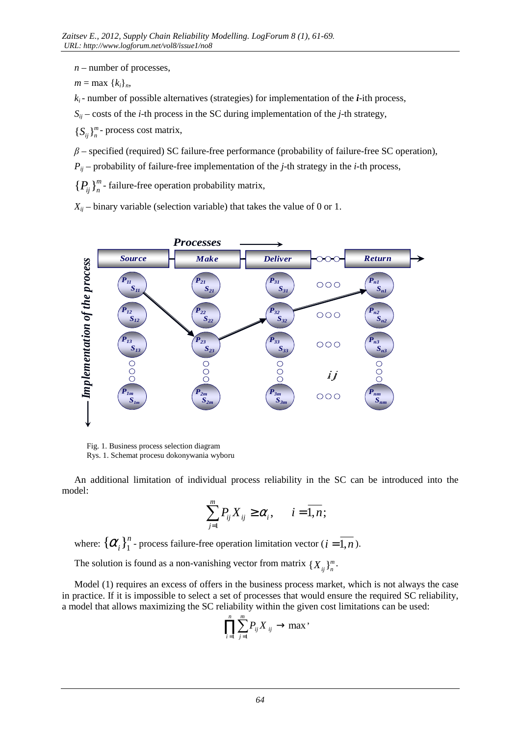$n$ – number of processes,

$m = \max \{k_i\}_n$,

$k_i$ - number of possible alternatives (strategies) for implementation of the ***i***-th process,

$S_{ij}$ – costs of the *i*-th process in the SC during implementation of the *j*-th strategy,

$\{S_{ij}\}_n^m$ - process cost matrix,

$\beta$ – specified (required) SC failure-free performance (probability of failure-free SC operation),

$P_{ij}$ – probability of failure-free implementation of the *j*-th strategy in the *i*-th process,

$\{P_{ij}\}_n^m$ - failure-free operation probability matrix,

$X_{ij}$ – binary variable (selection variable) that takes the value of 0 or 1.

Fig. 1. Business process selection diagram
Rys. 1. Schemat procesu dokonywania wyboru

An additional limitation of individual process reliability in the SC can be introduced into the model:

$$\sum_{j=1}^{m} P_{ij} X_{ij} \geq \alpha_i, \qquad i = \overline{1,n};$$

where: $\{\alpha_i\}_1^n$ - process failure-free operation limitation vector ($i = \overline{1,n}$).

The solution is found as a non-vanishing vector from matrix $\{X_{ij}\}_n^m$.

Model (1) requires an excess of offers in the business process market, which is not always the case in practice. If it is impossible to select a set of processes that would ensure the required SC reliability, a model that allows maximizing the SC reliability within the given cost limitations can be used:

$$\prod_{i=1}^{n} \sum_{j=1}^{m} P_{ij} X_{ij} \rightarrow \max,$$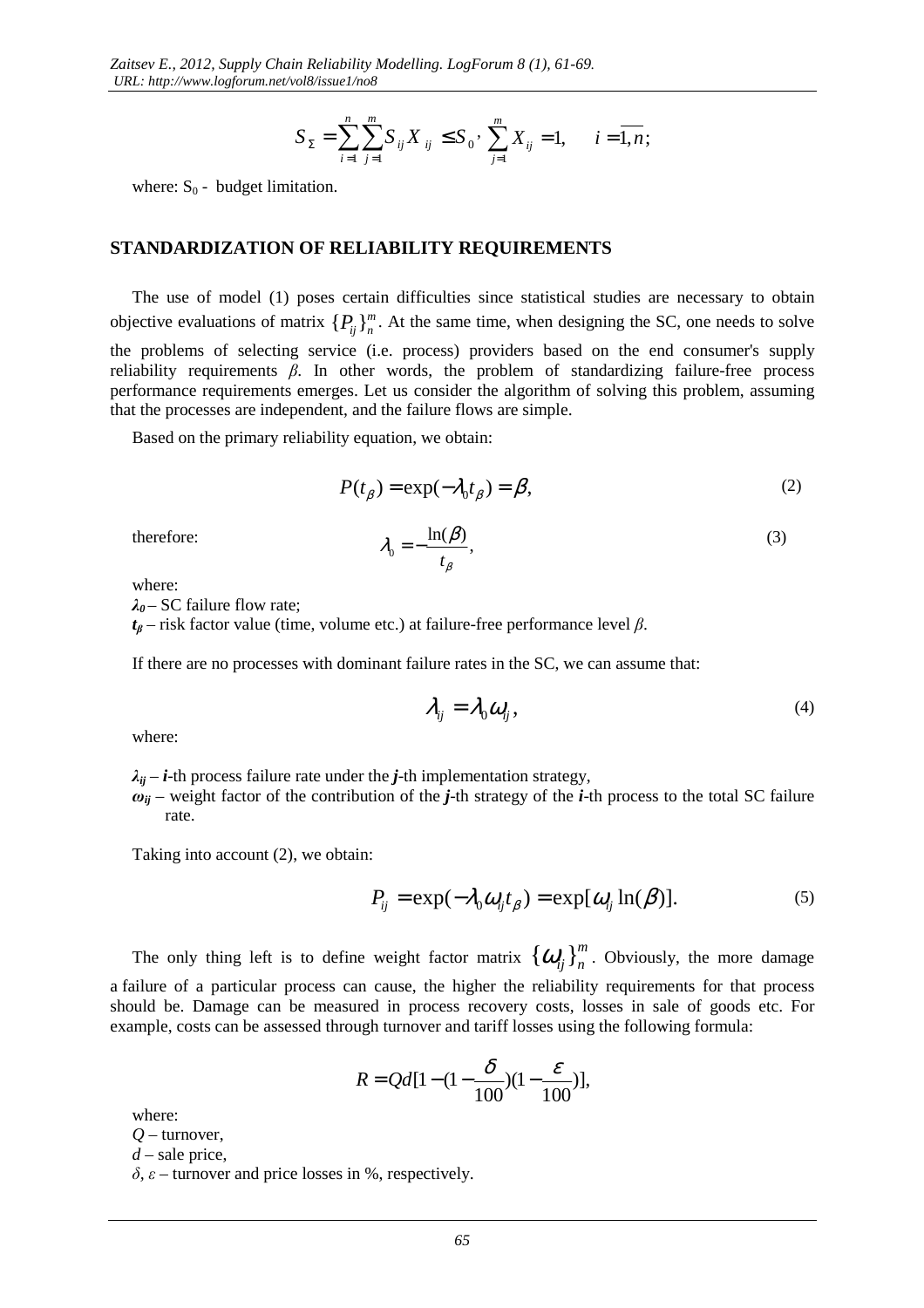$$S_{\Sigma} = \sum_{i=1}^{n}\sum_{j=1}^{m} S_{ij} X_{ij} \leq S_0, \ \sum_{j=1}^{m} X_{ij} = 1, \quad i = \overline{1,n};$$

where: $S_0$ - budget limitation.

## STANDARDIZATION OF RELIABILITY REQUIREMENTS

The use of model (1) poses certain difficulties since statistical studies are necessary to obtain objective evaluations of matrix $\{P_{ij}\}_n^m$. At the same time, when designing the SC, one needs to solve the problems of selecting service (i.e. process) providers based on the end consumer's supply reliability requirements *β*. In other words, the problem of standardizing failure-free process performance requirements emerges. Let us consider the algorithm of solving this problem, assuming that the processes are independent, and the failure flows are simple.

Based on the primary reliability equation, we obtain:

$$P(t_\beta) = \exp(-\lambda_0 t_\beta) = \beta, \tag{2}$$

therefore:

$$\lambda_0 = -\frac{\ln(\beta)}{t_\beta}, \tag{3}$$

where:

$\lambda_0$ – SC failure flow rate;

$t_\beta$ – risk factor value (time, volume etc.) at failure-free performance level *β*.

If there are no processes with dominant failure rates in the SC, we can assume that:

$$\lambda_{ij} = \lambda_0 \omega_{ij}, \tag{4}$$

where:

$\lambda_{ij}$ – ***i***-th process failure rate under the ***j***-th implementation strategy,

$\omega_{ij}$ – weight factor of the contribution of the ***j***-th strategy of the ***i***-th process to the total SC failure rate.

Taking into account (2), we obtain:

$$P_{ij} = \exp(-\lambda_0 \omega_{ij} t_\beta) = \exp[\omega_{ij} \ln(\beta)]. \tag{5}$$

The only thing left is to define weight factor matrix $\{\omega_{ij}\}_n^m$. Obviously, the more damage a failure of a particular process can cause, the higher the reliability requirements for that process should be. Damage can be measured in process recovery costs, losses in sale of goods etc. For example, costs can be assessed through turnover and tariff losses using the following formula:

$$R = Qd[1 - (1 - \frac{\delta}{100})(1 - \frac{\varepsilon}{100})],$$

where:

$Q$ – turnover,

$d$ – sale price,

$\delta$, $\varepsilon$ – turnover and price losses in %, respectively.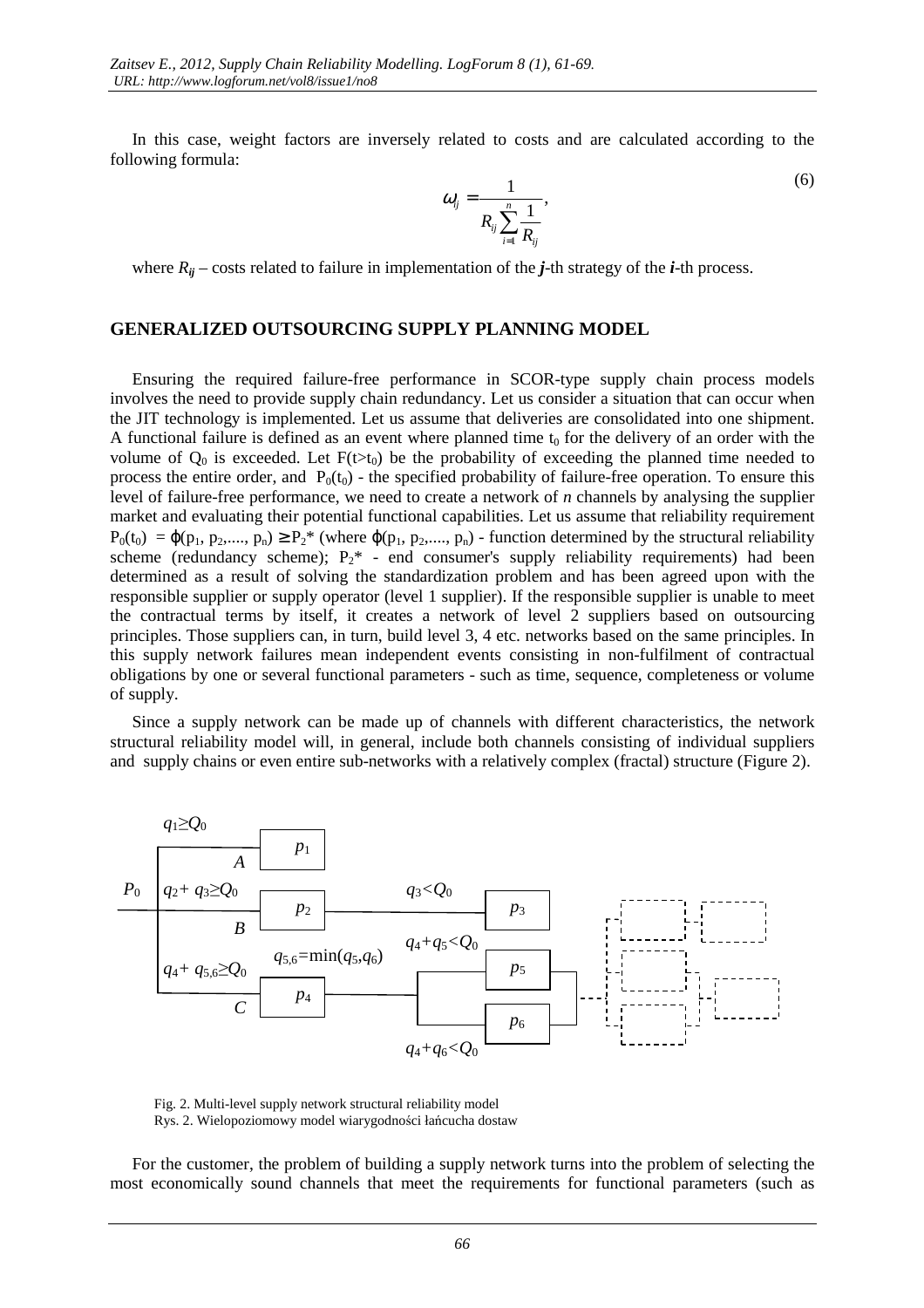In this case, weight factors are inversely related to costs and are calculated according to the following formula:

$$\omega_{ij} = \frac{1}{R_{ij} \sum_{i=1}^{n} \frac{1}{R_{ij}}}, \tag{6}$$

where $R_{ij}$ – costs related to failure in implementation of the ***j***-th strategy of the ***i***-th process.

## GENERALIZED OUTSOURCING SUPPLY PLANNING MODEL

Ensuring the required failure-free performance in SCOR-type supply chain process models involves the need to provide supply chain redundancy. Let us consider a situation that can occur when the JIT technology is implemented. Let us assume that deliveries are consolidated into one shipment. A functional failure is defined as an event where planned time $t_0$ for the delivery of an order with the volume of $Q_0$ is exceeded. Let $F(t>t_0)$ be the probability of exceeding the planned time needed to process the entire order, and $P_0(t_0)$ - the specified probability of failure-free operation. To ensure this level of failure-free performance, we need to create a network of *n* channels by analysing the supplier market and evaluating their potential functional capabilities. Let us assume that reliability requirement $P_0(t_0) = \varphi(p_1, p_2, ...., p_n) \geq P_2^*$ (where $\varphi(p_1, p_2, ...., p_n)$ - function determined by the structural reliability scheme (redundancy scheme); $P_2^*$ - end consumer's supply reliability requirements) had been determined as a result of solving the standardization problem and has been agreed upon with the responsible supplier or supply operator (level 1 supplier). If the responsible supplier is unable to meet the contractual terms by itself, it creates a network of level 2 suppliers based on outsourcing principles. Those suppliers can, in turn, build level 3, 4 etc. networks based on the same principles. In this supply network failures mean independent events consisting in non-fulfilment of contractual obligations by one or several functional parameters - such as time, sequence, completeness or volume of supply.

Since a supply network can be made up of channels with different characteristics, the network structural reliability model will, in general, include both channels consisting of individual suppliers and supply chains or even entire sub-networks with a relatively complex (fractal) structure (Figure 2).

Fig. 2. Multi-level supply network structural reliability model
Rys. 2. Wielopoziomowy model wiarygodności łańcucha dostaw

For the customer, the problem of building a supply network turns into the problem of selecting the most economically sound channels that meet the requirements for functional parameters (such as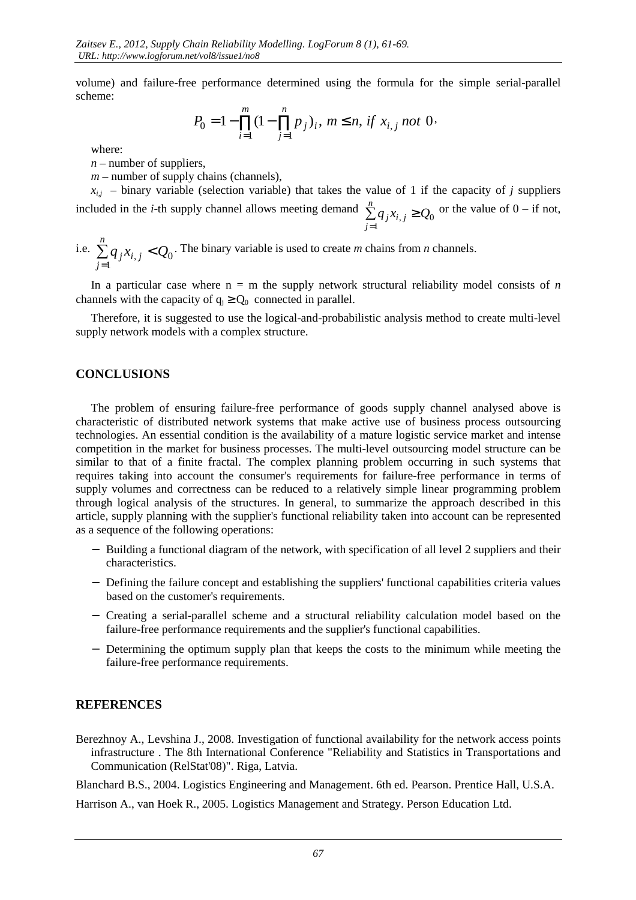volume) and failure-free performance determined using the formula for the simple serial-parallel scheme:

$$P_0 = 1 - \prod_{i=1}^{m} (1 - \prod_{j=1}^{n} p_j)_i,\ m \leq n,\ if\ x_{i,j}\ not\ 0,$$

where:

$n$ – number of suppliers,

$m$ – number of supply chains (channels),

$x_{i,j}$ – binary variable (selection variable) that takes the value of 1 if the capacity of $j$ suppliers included in the $i$-th supply channel allows meeting demand $\sum_{j=1}^{n} q_j x_{i,j} \geq Q_0$ or the value of 0 – if not, i.e. $\sum_{j=1}^{n} q_j x_{i,j} < Q_0$. The binary variable is used to create $m$ chains from $n$ channels.

In a particular case where n = m the supply network structural reliability model consists of $n$ channels with the capacity of $q_i \geq Q_0$ connected in parallel.

Therefore, it is suggested to use the logical-and-probabilistic analysis method to create multi-level supply network models with a complex structure.

## CONCLUSIONS

The problem of ensuring failure-free performance of goods supply channel analysed above is characteristic of distributed network systems that make active use of business process outsourcing technologies. An essential condition is the availability of a mature logistic service market and intense competition in the market for business processes. The multi-level outsourcing model structure can be similar to that of a finite fractal. The complex planning problem occurring in such systems that requires taking into account the consumer's requirements for failure-free performance in terms of supply volumes and correctness can be reduced to a relatively simple linear programming problem through logical analysis of the structures. In general, to summarize the approach described in this article, supply planning with the supplier's functional reliability taken into account can be represented as a sequence of the following operations:

- Building a functional diagram of the network, with specification of all level 2 suppliers and their characteristics.
- Defining the failure concept and establishing the suppliers' functional capabilities criteria values based on the customer's requirements.
- Creating a serial-parallel scheme and a structural reliability calculation model based on the failure-free performance requirements and the supplier's functional capabilities.
- Determining the optimum supply plan that keeps the costs to the minimum while meeting the failure-free performance requirements.

## REFERENCES

Berezhnoy A., Levshina J., 2008. Investigation of functional availability for the network access points infrastructure . The 8th International Conference "Reliability and Statistics in Transportations and Communication (RelStat'08)". Riga, Latvia.

Blanchard B.S., 2004. Logistics Engineering and Management. 6th ed. Pearson. Prentice Hall, U.S.A.

Harrison A., van Hoek R., 2005. Logistics Management and Strategy. Person Education Ltd.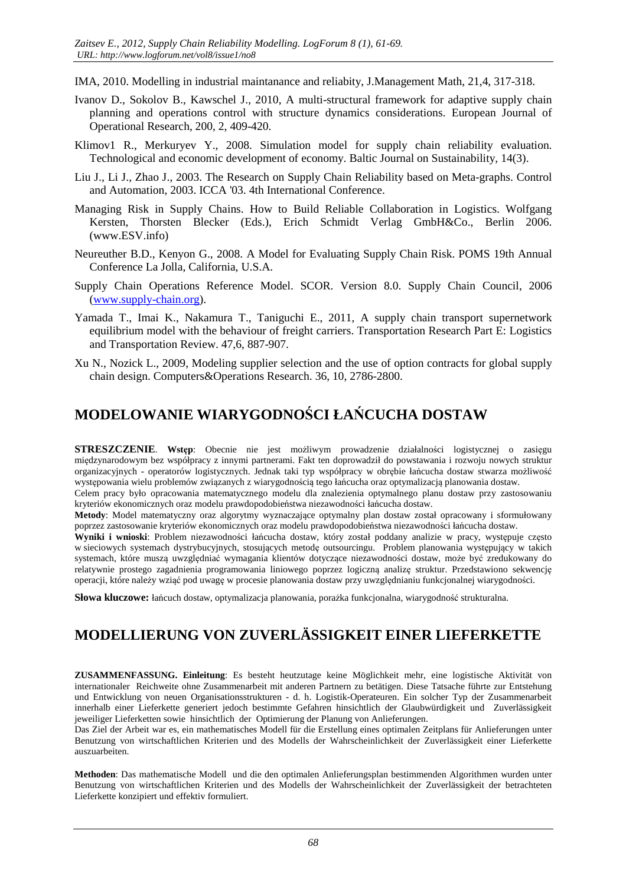IMA, 2010. Modelling in industrial maintanance and reliabity, J.Management Math, 21,4, 317-318.

Ivanov D., Sokolov B., Kawschel J., 2010, A multi-structural framework for adaptive supply chain planning and operations control with structure dynamics considerations. European Journal of Operational Research, 200, 2, 409-420.

Klimov1 R., Merkuryev Y., 2008. Simulation model for supply chain reliability evaluation. Technological and economic development of economy. Baltic Journal on Sustainability, 14(3).

Liu J., Li J., Zhao J., 2003. The Research on Supply Chain Reliability based on Meta-graphs. Control and Automation, 2003. ICCA '03. 4th International Conference.

Managing Risk in Supply Chains. How to Build Reliable Collaboration in Logistics. Wolfgang Kersten, Thorsten Blecker (Eds.), Erich Schmidt Verlag GmbH&Co., Berlin 2006. (www.ESV.info)

Neureuther B.D., Kenyon G., 2008. A Model for Evaluating Supply Chain Risk. POMS 19th Annual Conference La Jolla, California, U.S.A.

Supply Chain Operations Reference Model. SCOR. Version 8.0. Supply Chain Council, 2006 (www.supply-chain.org).

Yamada T., Imai K., Nakamura T., Taniguchi E., 2011, A supply chain transport supernetwork equilibrium model with the behaviour of freight carriers. Transportation Research Part E: Logistics and Transportation Review. 47,6, 887-907.

Xu N., Nozick L., 2009, Modeling supplier selection and the use of option contracts for global supply chain design. Computers&Operations Research. 36, 10, 2786-2800.

# MODELOWANIE WIARYGODNOŚCI ŁAŃCUCHA DOSTAW

**STRESZCZENIE**. **Wstęp**: Obecnie nie jest możliwym prowadzenie działalności logistycznej o zasięgu międzynarodowym bez współpracy z innymi partnerami. Fakt ten doprowadził do powstawania i rozwoju nowych struktur organizacyjnych - operatorów logistycznych. Jednak taki typ współpracy w obrębie łańcucha dostaw stwarza możliwość występowania wielu problemów związanych z wiarygodnością tego łańcucha oraz optymalizacją planowania dostaw.

Celem pracy było opracowania matematycznego modelu dla znalezienia optymalnego planu dostaw przy zastosowaniu kryteriów ekonomicznych oraz modelu prawdopodobieństwa niezawodności łańcucha dostaw.

**Metody**: Model matematyczny oraz algorytmy wyznaczające optymalny plan dostaw został opracowany i sformułowany poprzez zastosowanie kryteriów ekonomicznych oraz modelu prawdopodobieństwa niezawodności łańcucha dostaw.

**Wyniki i wnioski**: Problem niezawodności łańcucha dostaw, który został poddany analizie w pracy, występuje często w sieciowych systemach dystrybucyjnych, stosujących metodę outsourcingu. Problem planowania występujący w takich systemach, które muszą uwzględniać wymagania klientów dotyczące niezawodności dostaw, może być zredukowany do relatywnie prostego zagadnienia programowania liniowego poprzez logiczną analizę struktur. Przedstawiono sekwencję operacji, które należy wziąć pod uwagę w procesie planowania dostaw przy uwzględnianiu funkcjonalnej wiarygodności.

**Słowa kluczowe:** łańcuch dostaw, optymalizacja planowania, porażka funkcjonalna, wiarygodność strukturalna.

# MODELLIERUNG VON ZUVERLÄSSIGKEIT EINER LIEFERKETTE

**ZUSAMMENFASSUNG. Einleitung**: Es besteht heutzutage keine Möglichkeit mehr, eine logistische Aktivität von internationaler Reichweite ohne Zusammenarbeit mit anderen Partnern zu betätigen. Diese Tatsache führte zur Entstehung und Entwicklung von neuen Organisationsstrukturen - d. h. Logistik-Operateuren. Ein solcher Typ der Zusammenarbeit innerhalb einer Lieferkette generiert jedoch bestimmte Gefahren hinsichtlich der Glaubwürdigkeit und Zuverlässigkeit jeweiliger Lieferketten sowie hinsichtlich der Optimierung der Planung von Anlieferungen.

Das Ziel der Arbeit war es, ein mathematisches Modell für die Erstellung eines optimalen Zeitplans für Anlieferungen unter Benutzung von wirtschaftlichen Kriterien und des Modells der Wahrscheinlichkeit der Zuverlässigkeit einer Lieferkette auszuarbeiten.

**Methoden**: Das mathematische Modell und die den optimalen Anlieferungsplan bestimmenden Algorithmen wurden unter Benutzung von wirtschaftlichen Kriterien und des Modells der Wahrscheinlichkeit der Zuverlässigkeit der betrachteten Lieferkette konzipiert und effektiv formuliert.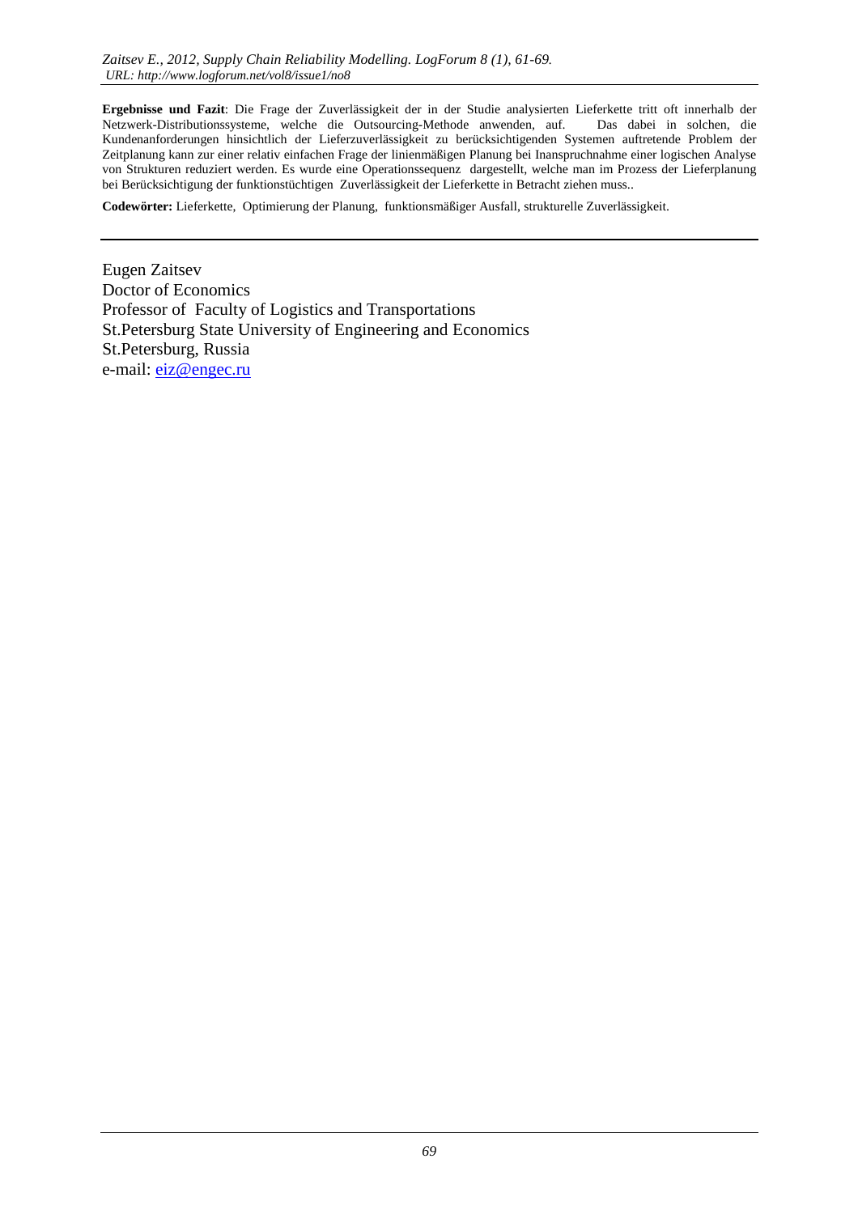**Ergebnisse und Fazit**: Die Frage der Zuverlässigkeit der in der Studie analysierten Lieferkette tritt oft innerhalb der Netzwerk-Distributionssysteme, welche die Outsourcing-Methode anwenden, auf. Das dabei in solchen, die Kundenanforderungen hinsichtlich der Lieferzuverlässigkeit zu berücksichtigenden Systemen auftretende Problem der Zeitplanung kann zur einer relativ einfachen Frage der linienmäßigen Planung bei Inanspruchnahme einer logischen Analyse von Strukturen reduziert werden. Es wurde eine Operationssequenz dargestellt, welche man im Prozess der Lieferplanung bei Berücksichtigung der funktionstüchtigen Zuverlässigkeit der Lieferkette in Betracht ziehen muss..

**Codewörter:** Lieferkette, Optimierung der Planung, funktionsmäßiger Ausfall, strukturelle Zuverlässigkeit.

---

Eugen Zaitsev  
Doctor of Economics  
Professor of Faculty of Logistics and Transportations  
St.Petersburg State University of Engineering and Economics  
St.Petersburg, Russia  
e-mail: eiz@engec.ru